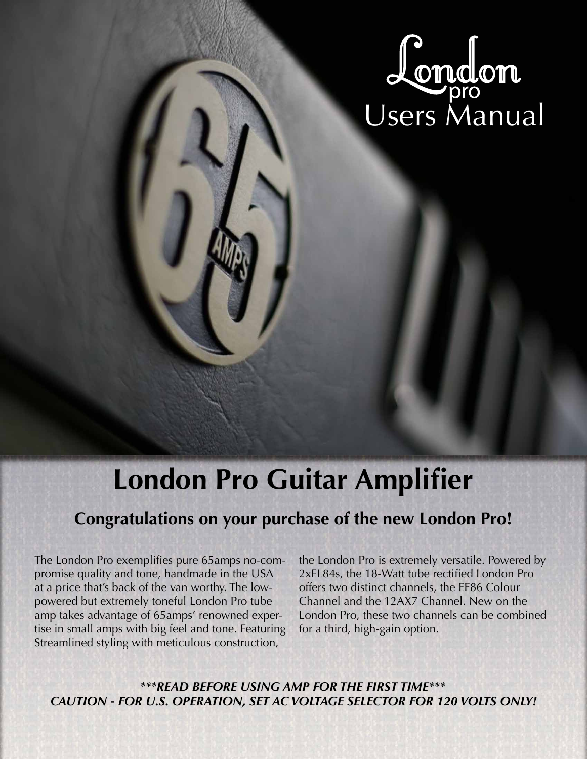# London pro Users Manual

## London Pro Guitar Amplifier

### Congratulations on your purchase of the new London Pro!

The London Pro exemplifies pure 65amps no-compromise quality and tone, handmade in the USA at a price that's back of the van worthy. The low-powered but extremely toneful London Pro tube amp takes advantage of 65amps' renowned expertise in small amps with big feel and tone. Featuring Streamlined styling with meticulous construction, the London Pro is extremely versatile. Powered by 2xEL84s, the 18-Watt tube rectified London Pro offers two distinct channels, the EF86 Colour Channel and the 12AX7 Channel. New on the London Pro, these two channels can be combined for a third, high-gain option.

***\*\*\*READ BEFORE USING AMP FOR THE FIRST TIME\*\*\****
***CAUTION - FOR U.S. OPERATION, SET AC VOLTAGE SELECTOR FOR 120 VOLTS ONLY!***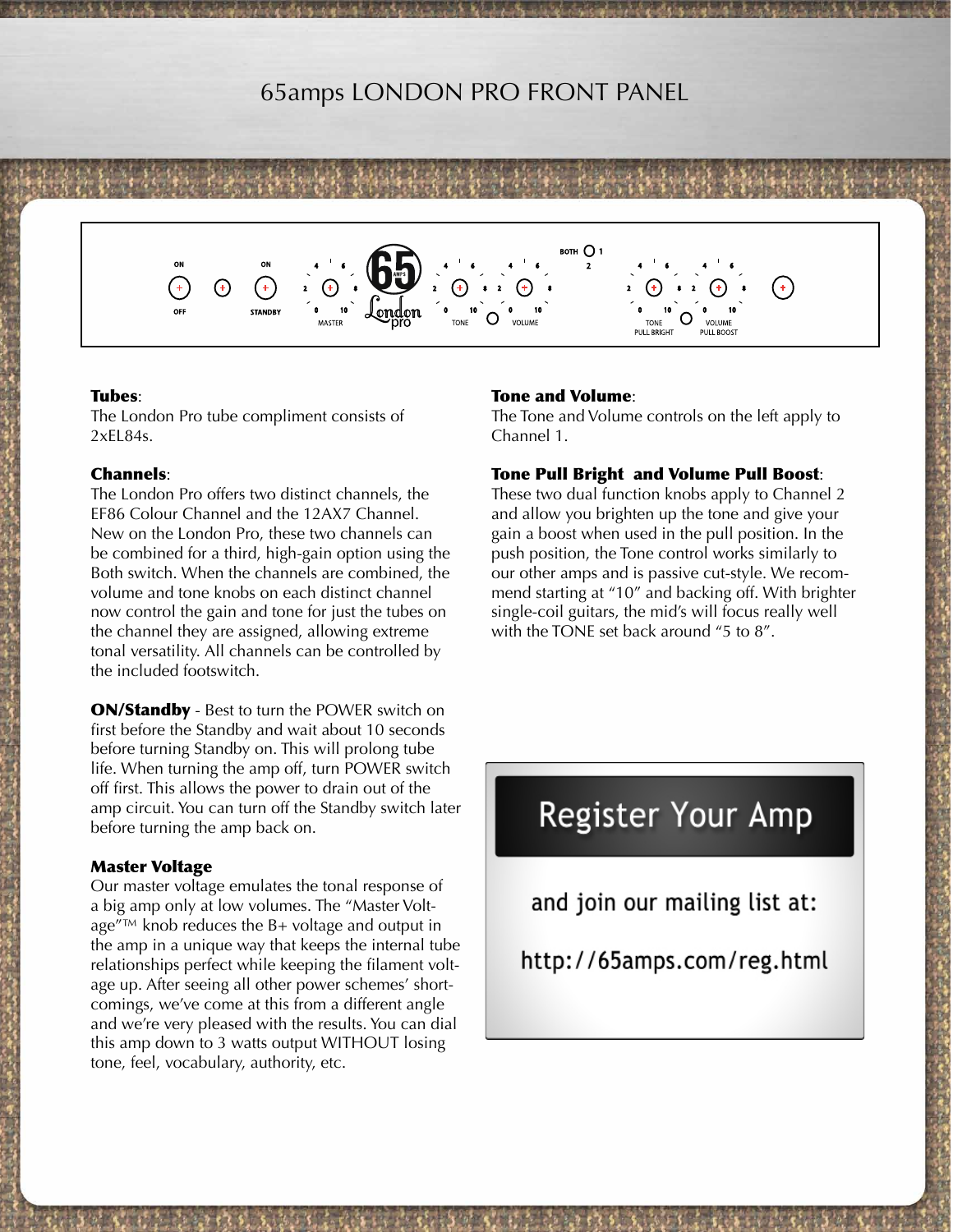# 65amps LONDON PRO FRONT PANEL

ON OFF ON STANDBY MASTER TONE VOLUME BOTH 1 2 TONE PULL BRIGHT VOLUME PULL BOOST

**Tubes**:
The London Pro tube compliment consists of 2xEL84s.

**Channels**:
The London Pro offers two distinct channels, the EF86 Colour Channel and the 12AX7 Channel. New on the London Pro, these two channels can be combined for a third, high-gain option using the Both switch. When the channels are combined, the volume and tone knobs on each distinct channel now control the gain and tone for just the tubes on the channel they are assigned, allowing extreme tonal versatility. All channels can be controlled by the included footswitch.

**ON/Standby** - Best to turn the POWER switch on first before the Standby and wait about 10 seconds before turning Standby on. This will prolong tube life. When turning the amp off, turn POWER switch off first. This allows the power to drain out of the amp circuit. You can turn off the Standby switch later before turning the amp back on.

**Master Voltage**
Our master voltage emulates the tonal response of a big amp only at low volumes. The "Master Voltage"™ knob reduces the B+ voltage and output in the amp in a unique way that keeps the internal tube relationships perfect while keeping the filament voltage up. After seeing all other power schemes' shortcomings, we've come at this from a different angle and we're very pleased with the results. You can dial this amp down to 3 watts output WITHOUT losing tone, feel, vocabulary, authority, etc.

**Tone and Volume**:
The Tone and Volume controls on the left apply to Channel 1.

**Tone Pull Bright and Volume Pull Boost**:
These two dual function knobs apply to Channel 2 and allow you brighten up the tone and give your gain a boost when used in the pull position. In the push position, the Tone control works similarly to our other amps and is passive cut-style. We recommend starting at "10" and backing off. With brighter single-coil guitars, the mid's will focus really well with the TONE set back around "5 to 8".

## Register Your Amp

and join our mailing list at:

http://65amps.com/reg.html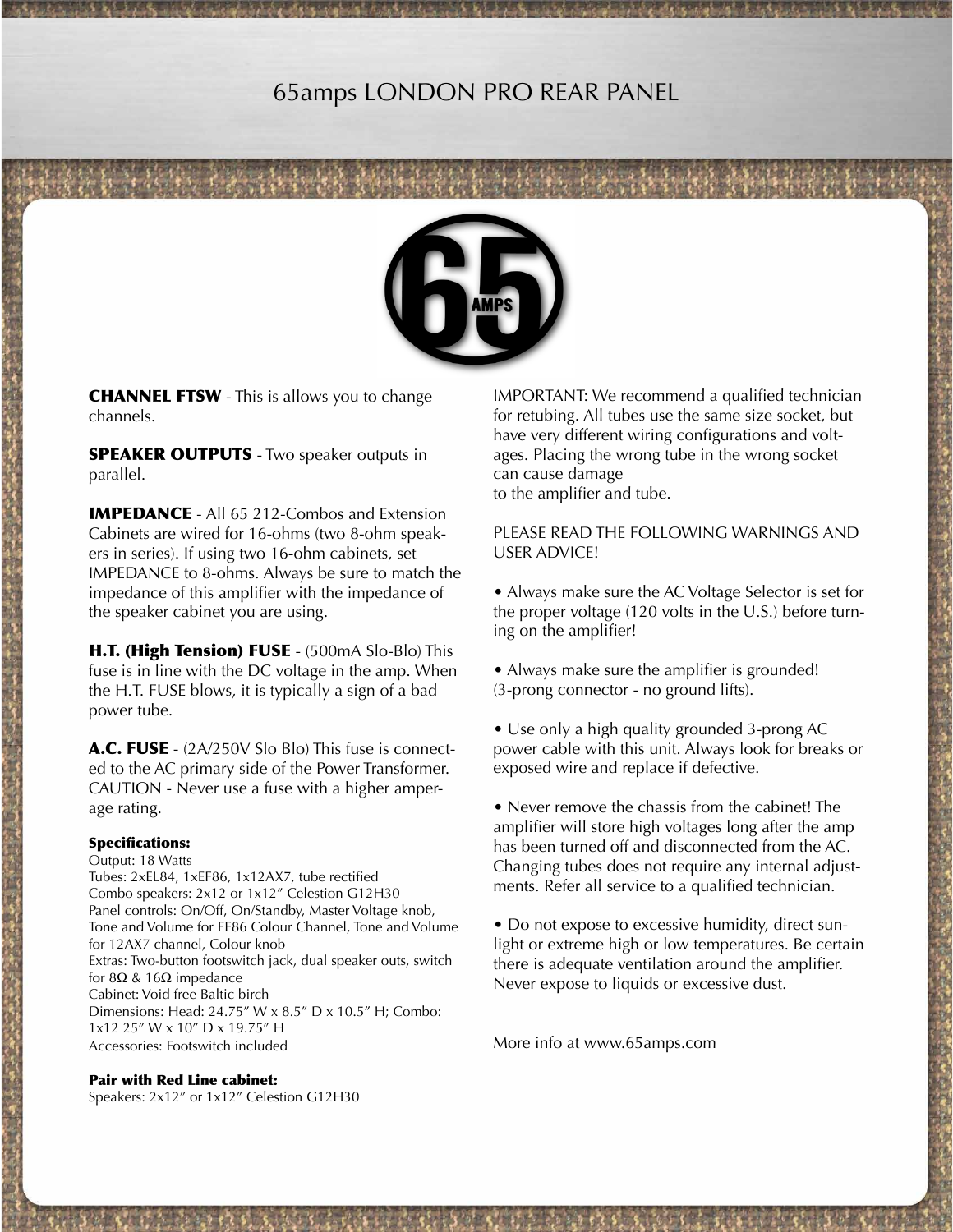# 65amps LONDON PRO REAR PANEL

**CHANNEL FTSW** - This is allows you to change channels.

**SPEAKER OUTPUTS** - Two speaker outputs in parallel.

**IMPEDANCE** - All 65 212-Combos and Extension Cabinets are wired for 16-ohms (two 8-ohm speakers in series). If using two 16-ohm cabinets, set IMPEDANCE to 8-ohms. Always be sure to match the impedance of this amplifier with the impedance of the speaker cabinet you are using.

**H.T. (High Tension) FUSE** - (500mA Slo-Blo) This fuse is in line with the DC voltage in the amp. When the H.T. FUSE blows, it is typically a sign of a bad power tube.

**A.C. FUSE** - (2A/250V Slo Blo) This fuse is connected to the AC primary side of the Power Transformer. CAUTION - Never use a fuse with a higher amperage rating.

**Specifications:**
Output: 18 Watts
Tubes: 2xEL84, 1xEF86, 1x12AX7, tube rectified
Combo speakers: 2x12 or 1x12" Celestion G12H30
Panel controls: On/Off, On/Standby, Master Voltage knob, Tone and Volume for EF86 Colour Channel, Tone and Volume for 12AX7 channel, Colour knob
Extras: Two-button footswitch jack, dual speaker outs, switch for 8Ω & 16Ω impedance
Cabinet: Void free Baltic birch
Dimensions: Head: 24.75" W x 8.5" D x 10.5" H; Combo: 1x12 25" W x 10" D x 19.75" H
Accessories: Footswitch included

**Pair with Red Line cabinet:**
Speakers: 2x12" or 1x12" Celestion G12H30

IMPORTANT: We recommend a qualified technician for retubing. All tubes use the same size socket, but have very different wiring configurations and voltages. Placing the wrong tube in the wrong socket can cause damage
to the amplifier and tube.

PLEASE READ THE FOLLOWING WARNINGS AND USER ADVICE!

- Always make sure the AC Voltage Selector is set for the proper voltage (120 volts in the U.S.) before turning on the amplifier!

- Always make sure the amplifier is grounded! (3-prong connector - no ground lifts).

- Use only a high quality grounded 3-prong AC power cable with this unit. Always look for breaks or exposed wire and replace if defective.

- Never remove the chassis from the cabinet! The amplifier will store high voltages long after the amp has been turned off and disconnected from the AC. Changing tubes does not require any internal adjustments. Refer all service to a qualified technician.

- Do not expose to excessive humidity, direct sunlight or extreme high or low temperatures. Be certain there is adequate ventilation around the amplifier. Never expose to liquids or excessive dust.

More info at www.65amps.com